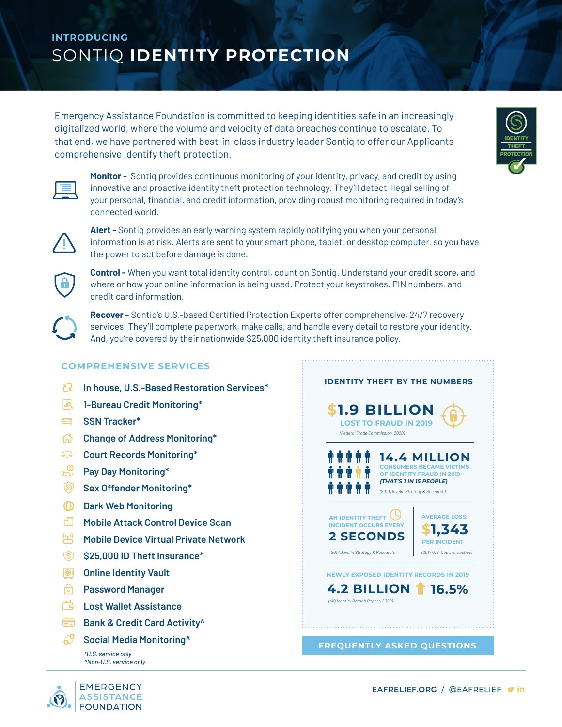INTRODUCING

# SONTIQ **IDENTITY PROTECTION**

Emergency Assistance Foundation is committed to keeping identities safe in an increasingly digitalized world, where the volume and velocity of data breaches continue to escalate. To that end, we have partnered with best-in-class industry leader Sontiq to offer our Applicants comprehensive identify theft protection.

**Monitor -** Sontiq provides continuous monitoring of your identity, privacy, and credit by using innovative and proactive identity theft protection technology. They'll detect illegal selling of your personal, financial, and credit information, providing robust monitoring required in today's connected world.

**Alert -** Sontiq provides an early warning system rapidly notifying you when your personal information is at risk. Alerts are sent to your smart phone, tablet, or desktop computer, so you have the power to act before damage is done.

**Control -** When you want total identity control, count on Sontiq. Understand your credit score, and where or how your online information is being used. Protect your keystrokes, PIN numbers, and credit card information.

**Recover -** Sontiq's U.S.-based Certified Protection Experts offer comprehensive, 24/7 recovery services. They'll complete paperwork, make calls, and handle every detail to restore your identity. And, you're covered by their nationwide $25,000 identity theft insurance policy.

## COMPREHENSIVE SERVICES

- In house, U.S.-Based Restoration Services*
- 1-Bureau Credit Monitoring*
- SSN Tracker*
- Change of Address Monitoring*
- Court Records Monitoring*
- Pay Day Monitoring*
- Sex Offender Monitoring*
- Dark Web Monitoring
- Mobile Attack Control Device Scan
- Mobile Device Virtual Private Network
- $25,000 ID Theft Insurance*
- Online Identity Vault
- Password Manager
- Lost Wallet Assistance
- Bank & Credit Card Activity^
- Social Media Monitoring^

*\*U.S. service only*
*^Non-U.S. service only*

## IDENTITY THEFT BY THE NUMBERS

**$1.9 BILLION**
LOST TO FRAUD IN 2019
*(Federal Trade Commission, 2020)*

**14.4 MILLION**
CONSUMERS BECAME VICTIMS OF IDENTITY FRAUD IN 2019
***(THAT'S 1 IN 15 PEOPLE)***
*(2019 Javelin Strategy & Research)*

AN IDENTITY THEFT INCIDENT OCCURS EVERY
**2 SECONDS**
*(2017 Javelin Strategy & Research)*

AVERAGE LOSS:
**$1,343**
PER INCIDENT
*(2017 U.S. Dept. of Justice)*

NEWLY EXPOSED IDENTITY RECORDS IN 2019
**4.2 BILLION** ↑ **16.5%**
*(4iQ Identity Breach Report, 2020)*

FREQUENTLY ASKED QUESTIONS

EMERGENCY ASSISTANCE FOUNDATION

EAFRELIEF.ORG / @EAFRELIEF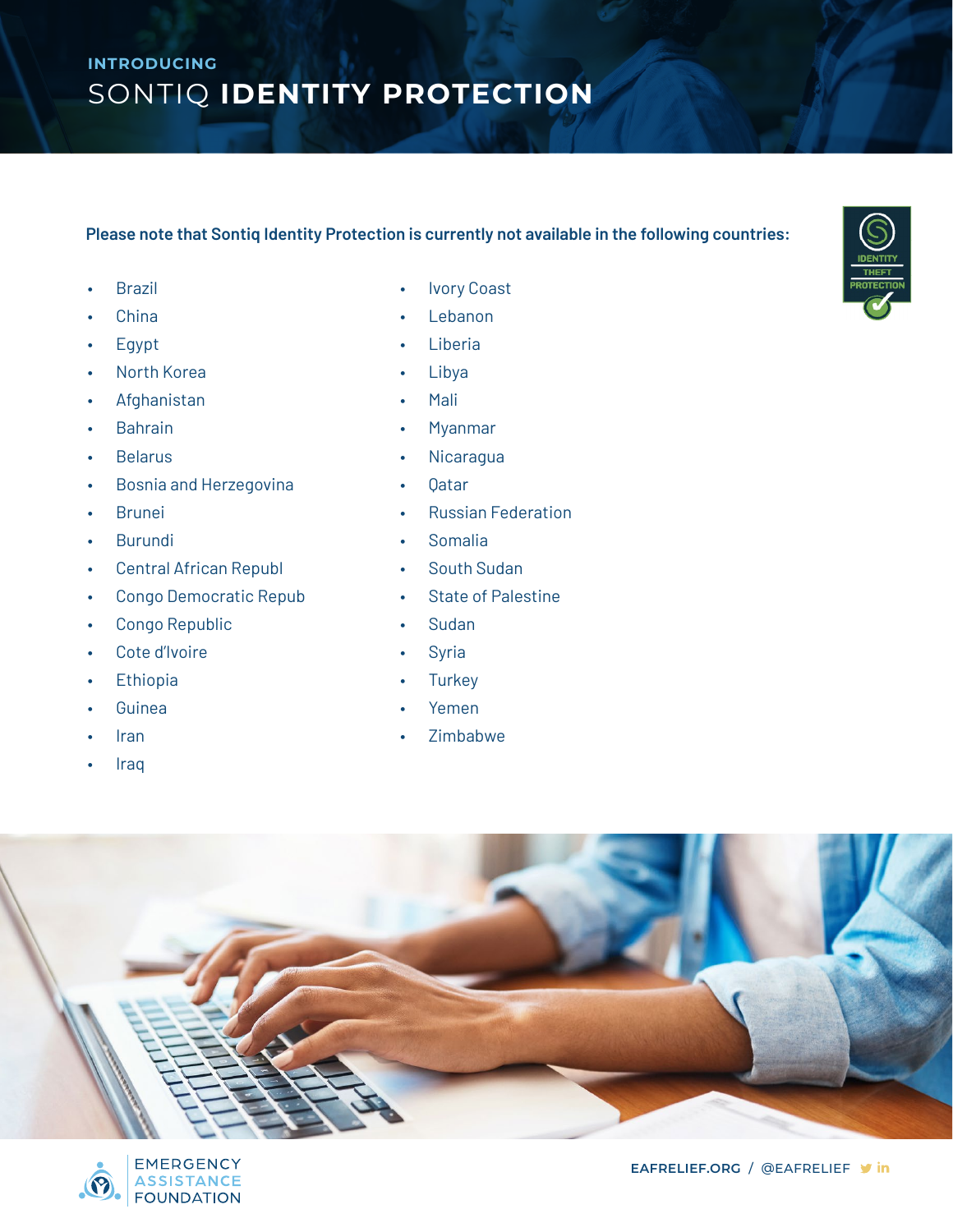INTRODUCING

# SONTIQ **IDENTITY PROTECTION**

**Please note that Sontiq Identity Protection is currently not available in the following countries:**

- Brazil
- China
- Egypt
- North Korea
- Afghanistan
- Bahrain
- Belarus
- Bosnia and Herzegovina
- Brunei
- Burundi
- Central African Republ
- Congo Democratic Repub
- Congo Republic
- Cote d'Ivoire
- Ethiopia
- Guinea
- Iran
- Iraq
- Ivory Coast
- Lebanon
- Liberia
- Libya
- Mali
- Myanmar
- Nicaragua
- Qatar
- Russian Federation
- Somalia
- South Sudan
- State of Palestine
- Sudan
- Syria
- Turkey
- Yemen
- Zimbabwe

EMERGENCY ASSISTANCE FOUNDATION

EAFRELIEF.ORG / @EAFRELIEF